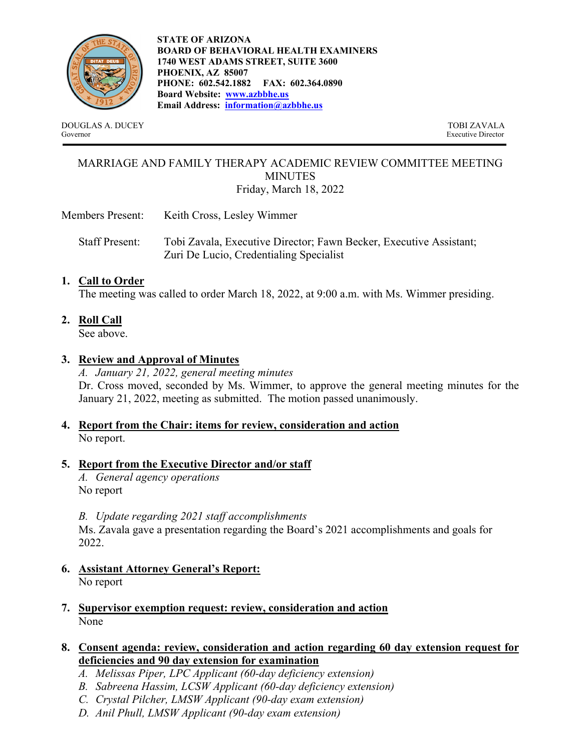**STATE OF ARIZONA**
**BOARD OF BEHAVIORAL HEALTH EXAMINERS**
**1740 WEST ADAMS STREET, SUITE 3600**
**PHOENIX, AZ 85007**
**PHONE: 602.542.1882 FAX: 602.364.0890**
**Board Website: [www.azbbhe.us](http://www.azbbhe.us)**
**Email Address: [information@azbbhe.us](mailto:information@azbbhe.us)**

DOUGLAS A. DUCEY
Governor

TOBI ZAVALA
Executive Director

---

MARRIAGE AND FAMILY THERAPY ACADEMIC REVIEW COMMITTEE MEETING MINUTES
Friday, March 18, 2022

Members Present: Keith Cross, Lesley Wimmer

Staff Present: Tobi Zavala, Executive Director; Fawn Becker, Executive Assistant; Zuri De Lucio, Credentialing Specialist

1. **Call to Order**
   The meeting was called to order March 18, 2022, at 9:00 a.m. with Ms. Wimmer presiding.

2. **Roll Call**
   See above.

3. **Review and Approval of Minutes**
   *A. January 21, 2022, general meeting minutes*
   Dr. Cross moved, seconded by Ms. Wimmer, to approve the general meeting minutes for the January 21, 2022, meeting as submitted. The motion passed unanimously.

4. **Report from the Chair: items for review, consideration and action**
   No report.

5. **Report from the Executive Director and/or staff**
   *A. General agency operations*
   No report

   *B. Update regarding 2021 staff accomplishments*
   Ms. Zavala gave a presentation regarding the Board's 2021 accomplishments and goals for 2022.

6. **Assistant Attorney General's Report:**
   No report

7. **Supervisor exemption request: review, consideration and action**
   None

8. **Consent agenda: review, consideration and action regarding 60 day extension request for deficiencies and 90 day extension for examination**
   *A. Melissas Piper, LPC Applicant (60-day deficiency extension)*
   *B. Sabreena Hassim, LCSW Applicant (60-day deficiency extension)*
   *C. Crystal Pilcher, LMSW Applicant (90-day exam extension)*
   *D. Anil Phull, LMSW Applicant (90-day exam extension)*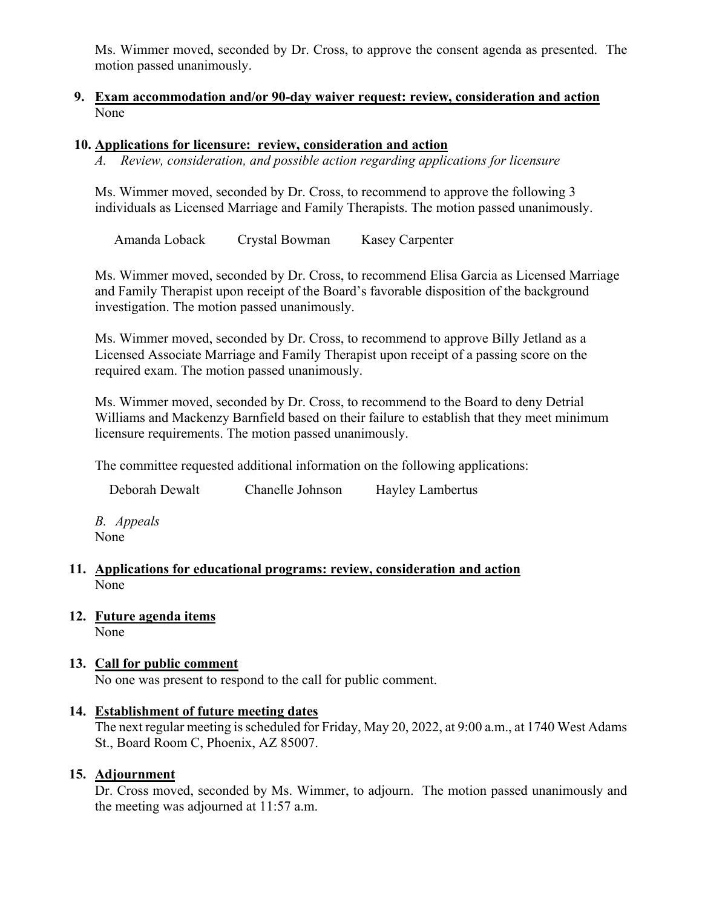Ms. Wimmer moved, seconded by Dr. Cross, to approve the consent agenda as presented. The motion passed unanimously.

9. **Exam accommodation and/or 90-day waiver request: review, consideration and action**
   None

10. **Applications for licensure: review, consideration and action**
    *A. Review, consideration, and possible action regarding applications for licensure*

    Ms. Wimmer moved, seconded by Dr. Cross, to recommend to approve the following 3 individuals as Licensed Marriage and Family Therapists. The motion passed unanimously.

    Amanda Loback    Crystal Bowman    Kasey Carpenter

    Ms. Wimmer moved, seconded by Dr. Cross, to recommend Elisa Garcia as Licensed Marriage and Family Therapist upon receipt of the Board's favorable disposition of the background investigation. The motion passed unanimously.

    Ms. Wimmer moved, seconded by Dr. Cross, to recommend to approve Billy Jetland as a Licensed Associate Marriage and Family Therapist upon receipt of a passing score on the required exam. The motion passed unanimously.

    Ms. Wimmer moved, seconded by Dr. Cross, to recommend to the Board to deny Detrial Williams and Mackenzy Barnfield based on their failure to establish that they meet minimum licensure requirements. The motion passed unanimously.

    The committee requested additional information on the following applications:

    Deborah Dewalt    Chanelle Johnson    Hayley Lambertus

    *B. Appeals*
    None

11. **Applications for educational programs: review, consideration and action**
    None

12. **Future agenda items**
    None

13. **Call for public comment**
    No one was present to respond to the call for public comment.

14. **Establishment of future meeting dates**
    The next regular meeting is scheduled for Friday, May 20, 2022, at 9:00 a.m., at 1740 West Adams St., Board Room C, Phoenix, AZ 85007.

15. **Adjournment**
    Dr. Cross moved, seconded by Ms. Wimmer, to adjourn. The motion passed unanimously and the meeting was adjourned at 11:57 a.m.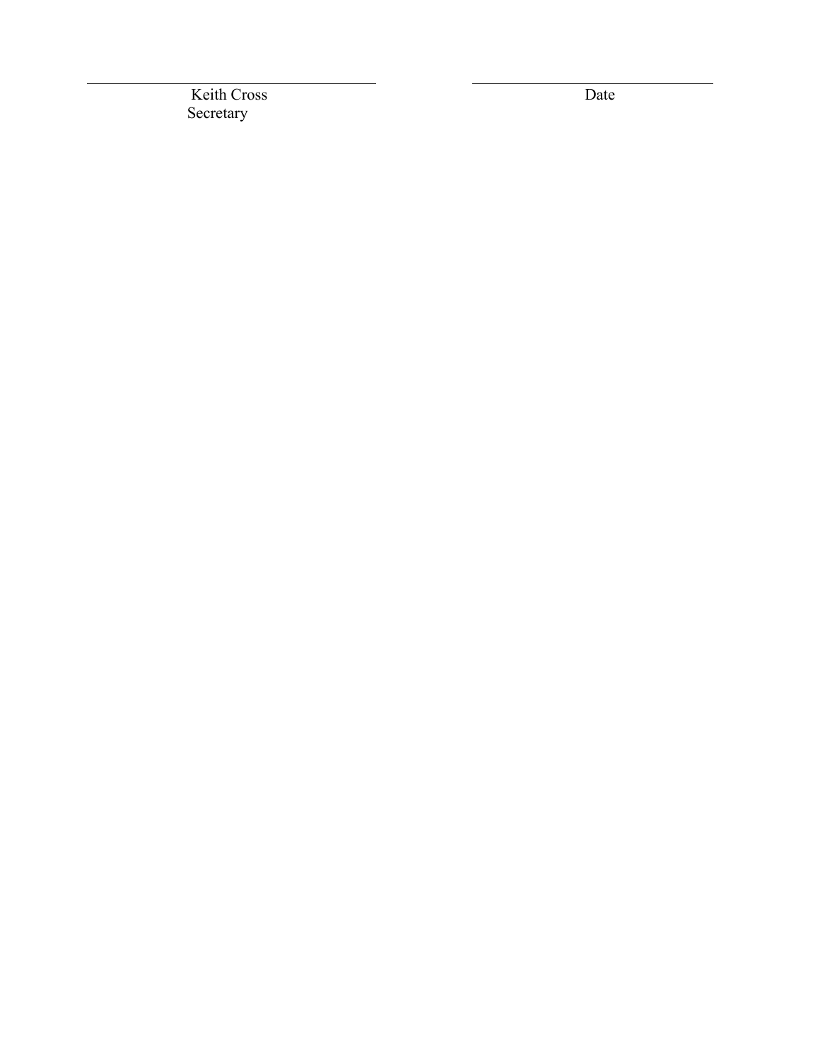\_\_\_\_\_\_\_\_\_\_\_\_\_\_\_\_\_\_\_\_\_\_\_\_\_\_\_\_\_\_\_\_\_\_\_\_\_\_\_\_ \_\_\_\_\_\_\_\_\_\_\_\_\_\_\_\_\_\_\_\_\_\_\_\_\_\_\_\_\_\_\_\_\_\_

Keith Cross
Secretary

Date